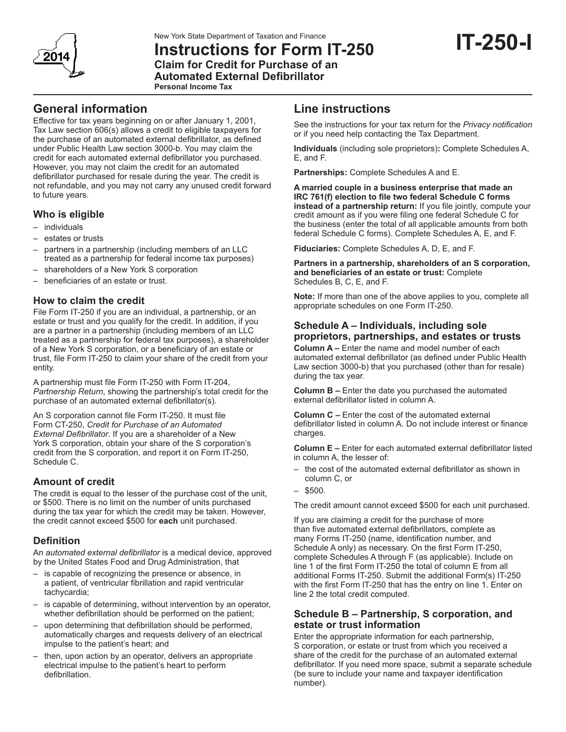New York State Department of Taxation and Finance

# Instructions for Form IT-250

**Claim for Credit for Purchase of an Automated External Defibrillator**

**Personal Income Tax**

**IT-250-I**

## General information

Effective for tax years beginning on or after January 1, 2001, Tax Law section 606(s) allows a credit to eligible taxpayers for the purchase of an automated external defibrillator, as defined under Public Health Law section 3000-b. You may claim the credit for each automated external defibrillator you purchased. However, you may not claim the credit for an automated defibrillator purchased for resale during the year. The credit is not refundable, and you may not carry any unused credit forward to future years.

### Who is eligible

- individuals
- estates or trusts
- partners in a partnership (including members of an LLC treated as a partnership for federal income tax purposes)
- shareholders of a New York S corporation
- beneficiaries of an estate or trust.

### How to claim the credit

File Form IT-250 if you are an individual, a partnership, or an estate or trust and you qualify for the credit. In addition, if you are a partner in a partnership (including members of an LLC treated as a partnership for federal tax purposes), a shareholder of a New York S corporation, or a beneficiary of an estate or trust, file Form IT-250 to claim your share of the credit from your entity.

A partnership must file Form IT-250 with Form IT-204, *Partnership Return*, showing the partnership's total credit for the purchase of an automated external defibrillator(s).

An S corporation cannot file Form IT-250. It must file Form CT-250, *Credit for Purchase of an Automated External Defibrillator*. If you are a shareholder of a New York S corporation, obtain your share of the S corporation's credit from the S corporation, and report it on Form IT-250, Schedule C.

### Amount of credit

The credit is equal to the lesser of the purchase cost of the unit, or $500. There is no limit on the number of units purchased during the tax year for which the credit may be taken. However, the credit cannot exceed $500 for **each** unit purchased.

### Definition

An *automated external defibrillator* is a medical device, approved by the United States Food and Drug Administration, that

- is capable of recognizing the presence or absence, in a patient, of ventricular fibrillation and rapid ventricular tachycardia;
- is capable of determining, without intervention by an operator, whether defibrillation should be performed on the patient;
- upon determining that defibrillation should be performed, automatically charges and requests delivery of an electrical impulse to the patient's heart; and
- then, upon action by an operator, delivers an appropriate electrical impulse to the patient's heart to perform defibrillation.

## Line instructions

See the instructions for your tax return for the *Privacy notification* or if you need help contacting the Tax Department.

**Individuals** (including sole proprietors)**:** Complete Schedules A, E, and F.

**Partnerships:** Complete Schedules A and E.

**A married couple in a business enterprise that made an IRC 761(f) election to file two federal Schedule C forms instead of a partnership return:** If you file jointly, compute your credit amount as if you were filing one federal Schedule C for the business (enter the total of all applicable amounts from both federal Schedule C forms). Complete Schedules A, E, and F.

**Fiduciaries:** Complete Schedules A, D, E, and F.

**Partners in a partnership, shareholders of an S corporation, and beneficiaries of an estate or trust:** Complete Schedules B, C, E, and F.

**Note:** If more than one of the above applies to you, complete all appropriate schedules on one Form IT-250.

### Schedule A – Individuals, including sole proprietors, partnerships, and estates or trusts

**Column A –** Enter the name and model number of each automated external defibrillator (as defined under Public Health Law section 3000-b) that you purchased (other than for resale) during the tax year.

**Column B –** Enter the date you purchased the automated external defibrillator listed in column A.

**Column C –** Enter the cost of the automated external defibrillator listed in column A. Do not include interest or finance charges.

**Column E –** Enter for each automated external defibrillator listed in column A, the lesser of:

- the cost of the automated external defibrillator as shown in column C, or
- $500.

The credit amount cannot exceed $500 for each unit purchased.

If you are claiming a credit for the purchase of more than five automated external defibrillators, complete as many Forms IT-250 (name, identification number, and Schedule A only) as necessary. On the first Form IT-250, complete Schedules A through F (as applicable). Include on line 1 of the first Form IT-250 the total of column E from all additional Forms IT-250. Submit the additional Form(s) IT-250 with the first Form IT-250 that has the entry on line 1. Enter on line 2 the total credit computed.

### Schedule B – Partnership, S corporation, and estate or trust information

Enter the appropriate information for each partnership, S corporation, or estate or trust from which you received a share of the credit for the purchase of an automated external defibrillator. If you need more space, submit a separate schedule (be sure to include your name and taxpayer identification number).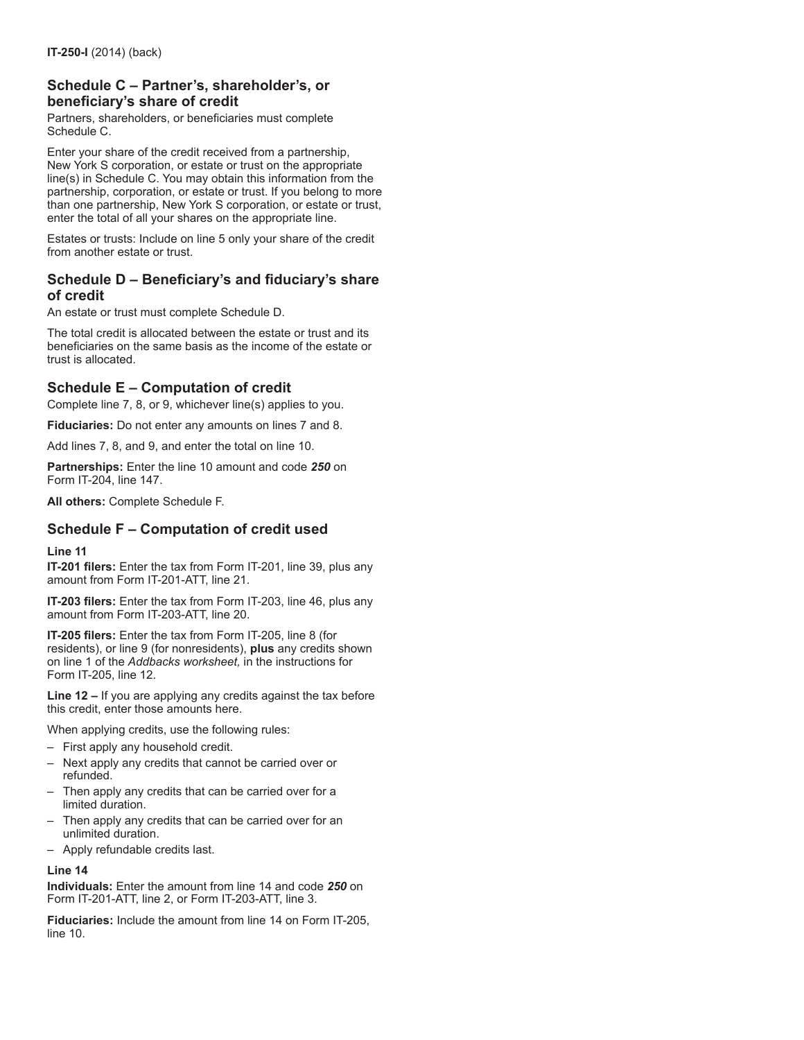## Schedule C – Partner's, shareholder's, or beneficiary's share of credit

Partners, shareholders, or beneficiaries must complete Schedule C.

Enter your share of the credit received from a partnership, New York S corporation, or estate or trust on the appropriate line(s) in Schedule C. You may obtain this information from the partnership, corporation, or estate or trust. If you belong to more than one partnership, New York S corporation, or estate or trust, enter the total of all your shares on the appropriate line.

Estates or trusts: Include on line 5 only your share of the credit from another estate or trust.

## Schedule D – Beneficiary's and fiduciary's share of credit

An estate or trust must complete Schedule D.

The total credit is allocated between the estate or trust and its beneficiaries on the same basis as the income of the estate or trust is allocated.

## Schedule E – Computation of credit

Complete line 7, 8, or 9, whichever line(s) applies to you.

**Fiduciaries:** Do not enter any amounts on lines 7 and 8.

Add lines 7, 8, and 9, and enter the total on line 10.

**Partnerships:** Enter the line 10 amount and code ***250*** on Form IT-204, line 147.

**All others:** Complete Schedule F.

## Schedule F – Computation of credit used

**Line 11**

**IT-201 filers:** Enter the tax from Form IT-201, line 39, plus any amount from Form IT-201-ATT, line 21.

**IT-203 filers:** Enter the tax from Form IT-203, line 46, plus any amount from Form IT-203-ATT, line 20.

**IT-205 filers:** Enter the tax from Form IT-205, line 8 (for residents), or line 9 (for nonresidents), **plus** any credits shown on line 1 of the *Addbacks worksheet,* in the instructions for Form IT-205, line 12.

**Line 12 –** If you are applying any credits against the tax before this credit, enter those amounts here.

When applying credits, use the following rules:

- First apply any household credit.
- Next apply any credits that cannot be carried over or refunded.
- Then apply any credits that can be carried over for a limited duration.
- Then apply any credits that can be carried over for an unlimited duration.
- Apply refundable credits last.

**Line 14**

**Individuals:** Enter the amount from line 14 and code ***250*** on Form IT-201-ATT, line 2, or Form IT-203-ATT, line 3.

**Fiduciaries:** Include the amount from line 14 on Form IT-205, line 10.